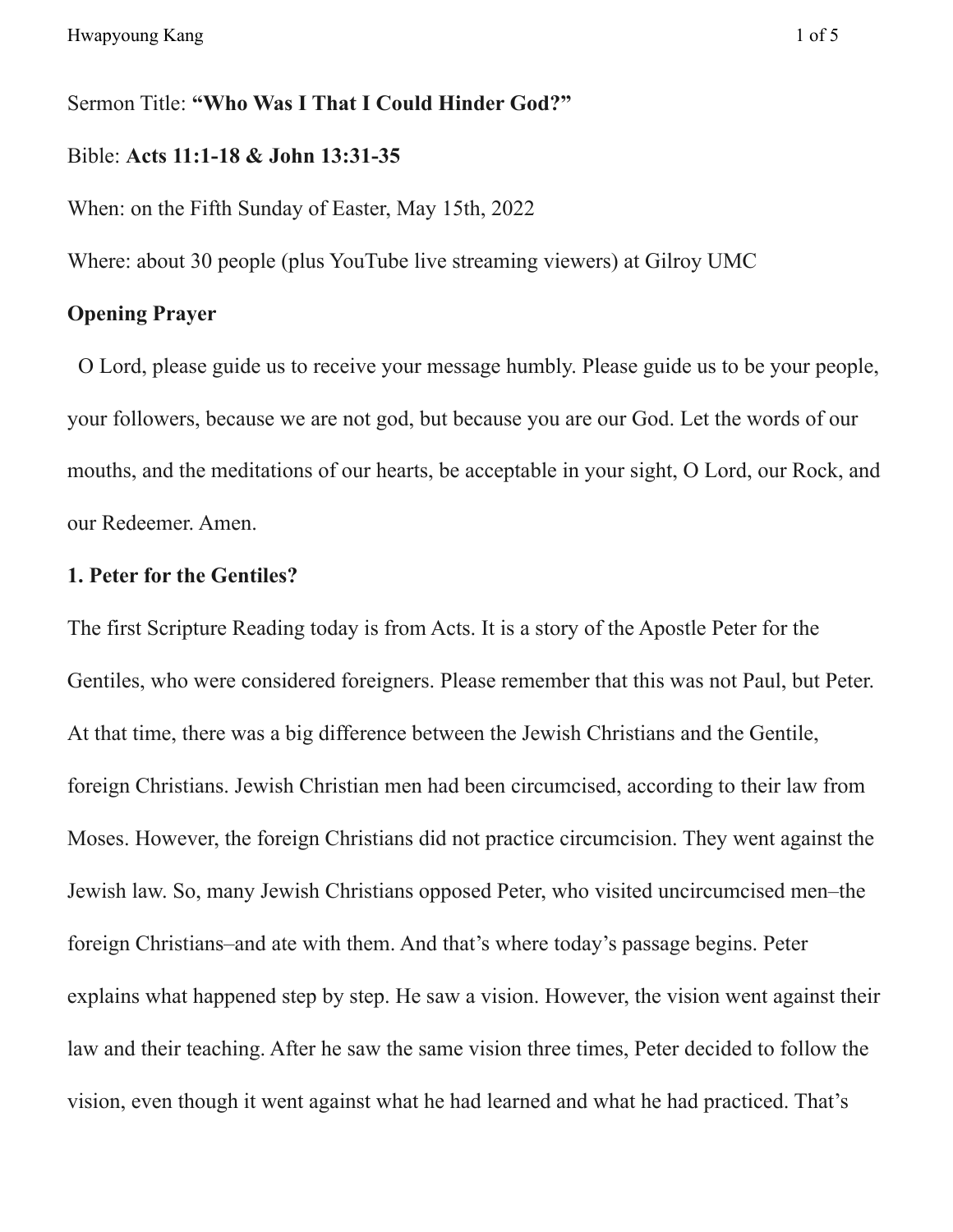Sermon Title: **"Who Was I That I Could Hinder God?"**

Bible: **Acts 11:1-18 & John 13:31-35**

When: on the Fifth Sunday of Easter, May 15th, 2022

Where: about 30 people (plus YouTube live streaming viewers) at Gilroy UMC

**Opening Prayer**

O Lord, please guide us to receive your message humbly. Please guide us to be your people, your followers, because we are not god, but because you are our God. Let the words of our mouths, and the meditations of our hearts, be acceptable in your sight, O Lord, our Rock, and our Redeemer. Amen.

**1. Peter for the Gentiles?**

The first Scripture Reading today is from Acts. It is a story of the Apostle Peter for the Gentiles, who were considered foreigners. Please remember that this was not Paul, but Peter. At that time, there was a big difference between the Jewish Christians and the Gentile, foreign Christians. Jewish Christian men had been circumcised, according to their law from Moses. However, the foreign Christians did not practice circumcision. They went against the Jewish law. So, many Jewish Christians opposed Peter, who visited uncircumcised men–the foreign Christians–and ate with them. And that's where today's passage begins. Peter explains what happened step by step. He saw a vision. However, the vision went against their law and their teaching. After he saw the same vision three times, Peter decided to follow the vision, even though it went against what he had learned and what he had practiced. That's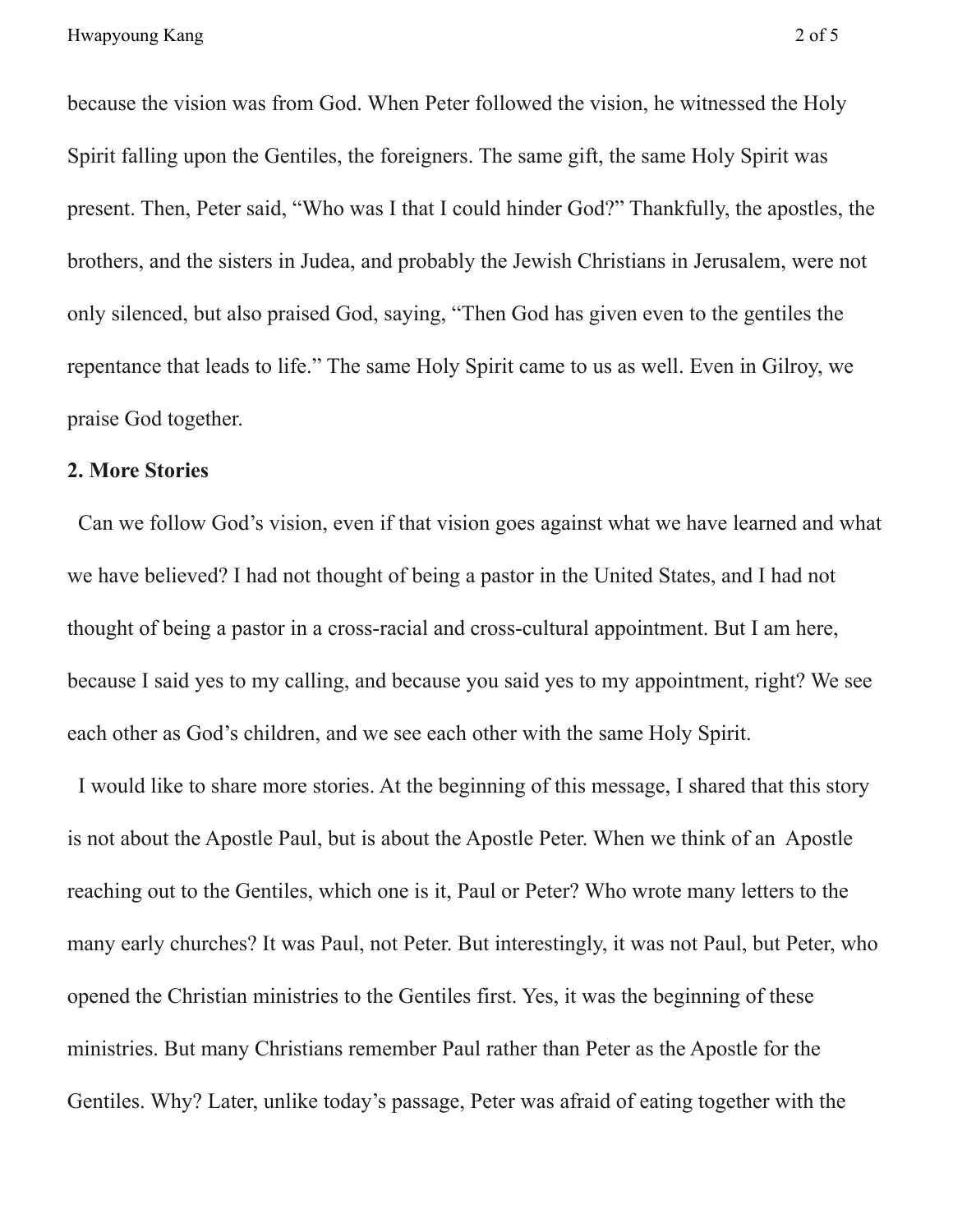because the vision was from God. When Peter followed the vision, he witnessed the Holy Spirit falling upon the Gentiles, the foreigners. The same gift, the same Holy Spirit was present. Then, Peter said, "Who was I that I could hinder God?" Thankfully, the apostles, the brothers, and the sisters in Judea, and probably the Jewish Christians in Jerusalem, were not only silenced, but also praised God, saying, "Then God has given even to the gentiles the repentance that leads to life." The same Holy Spirit came to us as well. Even in Gilroy, we praise God together.

**2. More Stories**

Can we follow God's vision, even if that vision goes against what we have learned and what we have believed? I had not thought of being a pastor in the United States, and I had not thought of being a pastor in a cross-racial and cross-cultural appointment. But I am here, because I said yes to my calling, and because you said yes to my appointment, right? We see each other as God's children, and we see each other with the same Holy Spirit.

I would like to share more stories. At the beginning of this message, I shared that this story is not about the Apostle Paul, but is about the Apostle Peter. When we think of an Apostle reaching out to the Gentiles, which one is it, Paul or Peter? Who wrote many letters to the many early churches? It was Paul, not Peter. But interestingly, it was not Paul, but Peter, who opened the Christian ministries to the Gentiles first. Yes, it was the beginning of these ministries. But many Christians remember Paul rather than Peter as the Apostle for the Gentiles. Why? Later, unlike today's passage, Peter was afraid of eating together with the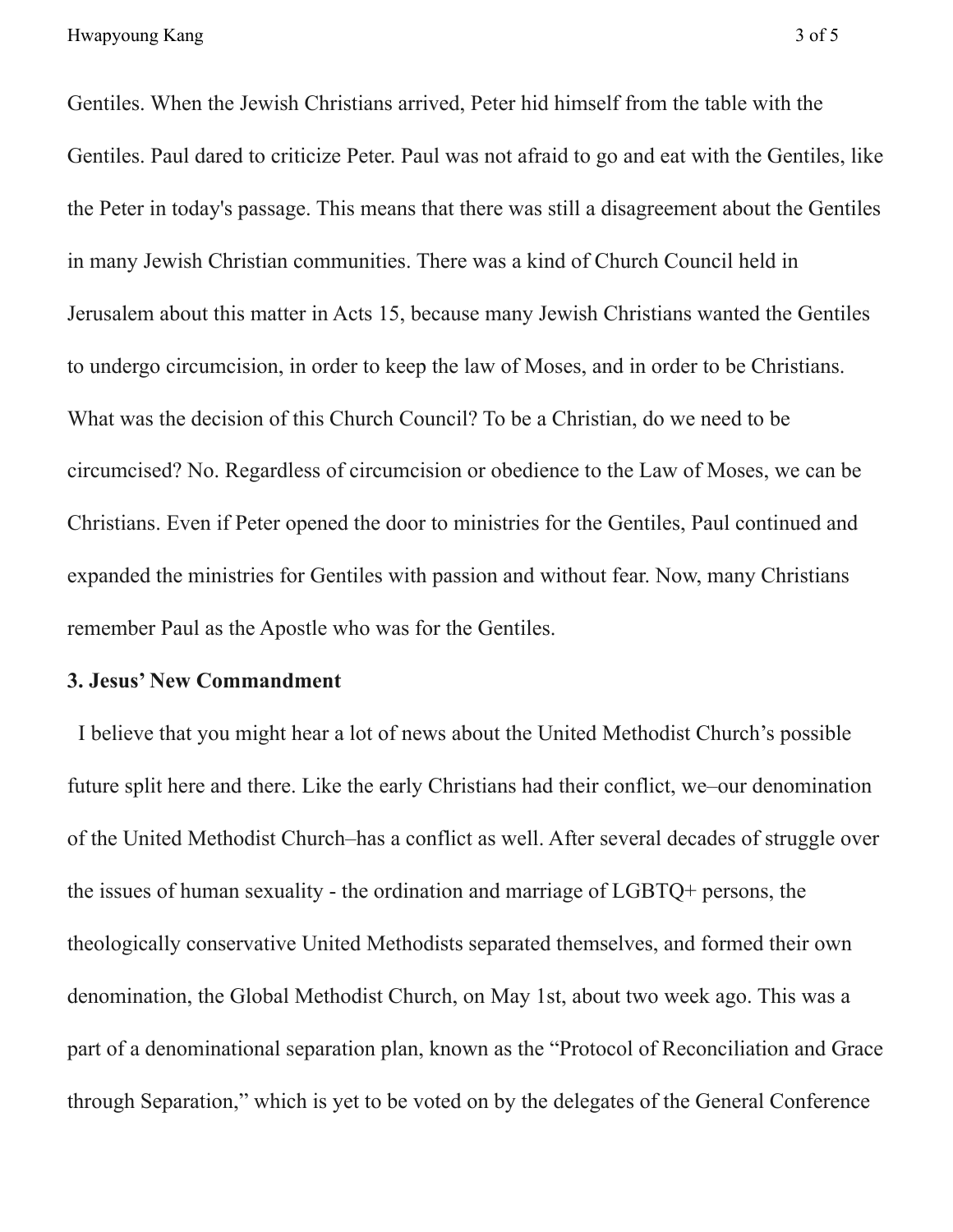Gentiles. When the Jewish Christians arrived, Peter hid himself from the table with the Gentiles. Paul dared to criticize Peter. Paul was not afraid to go and eat with the Gentiles, like the Peter in today's passage. This means that there was still a disagreement about the Gentiles in many Jewish Christian communities. There was a kind of Church Council held in Jerusalem about this matter in Acts 15, because many Jewish Christians wanted the Gentiles to undergo circumcision, in order to keep the law of Moses, and in order to be Christians. What was the decision of this Church Council? To be a Christian, do we need to be circumcised? No. Regardless of circumcision or obedience to the Law of Moses, we can be Christians. Even if Peter opened the door to ministries for the Gentiles, Paul continued and expanded the ministries for Gentiles with passion and without fear. Now, many Christians remember Paul as the Apostle who was for the Gentiles.

**3. Jesus' New Commandment**

I believe that you might hear a lot of news about the United Methodist Church's possible future split here and there. Like the early Christians had their conflict, we–our denomination of the United Methodist Church–has a conflict as well. After several decades of struggle over the issues of human sexuality - the ordination and marriage of LGBTQ+ persons, the theologically conservative United Methodists separated themselves, and formed their own denomination, the Global Methodist Church, on May 1st, about two week ago. This was a part of a denominational separation plan, known as the "Protocol of Reconciliation and Grace through Separation," which is yet to be voted on by the delegates of the General Conference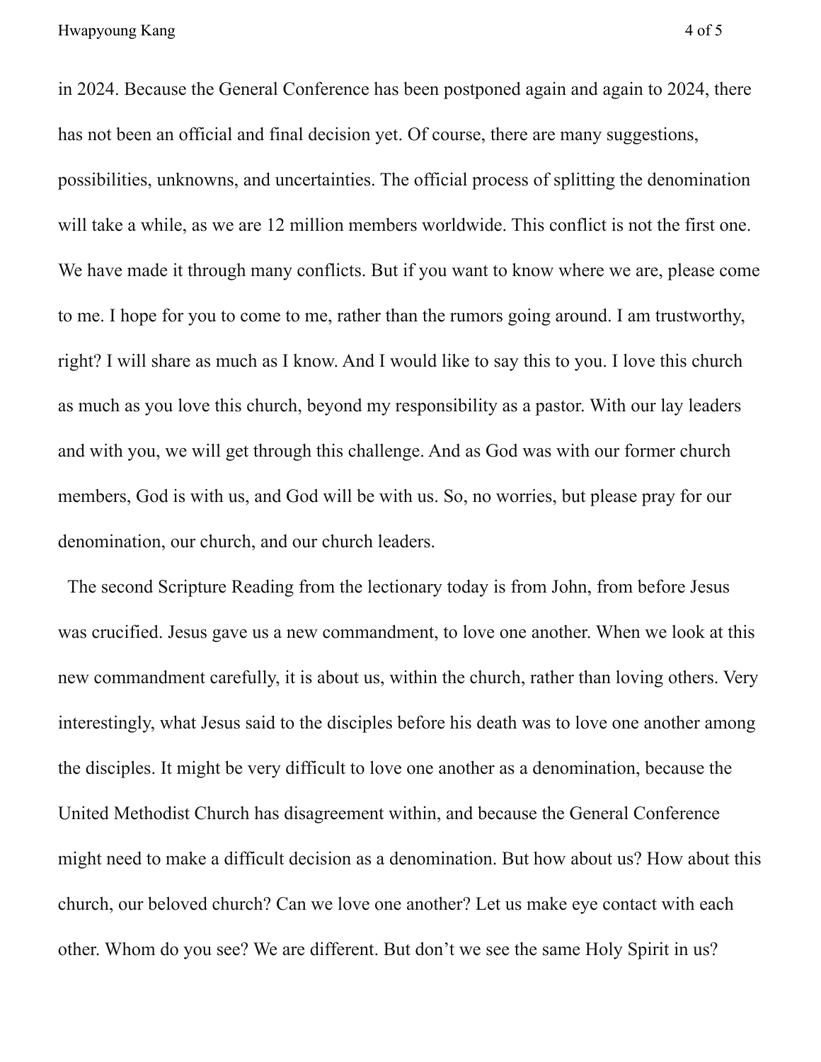in 2024. Because the General Conference has been postponed again and again to 2024, there has not been an official and final decision yet. Of course, there are many suggestions, possibilities, unknowns, and uncertainties. The official process of splitting the denomination will take a while, as we are 12 million members worldwide. This conflict is not the first one. We have made it through many conflicts. But if you want to know where we are, please come to me. I hope for you to come to me, rather than the rumors going around. I am trustworthy, right? I will share as much as I know. And I would like to say this to you. I love this church as much as you love this church, beyond my responsibility as a pastor. With our lay leaders and with you, we will get through this challenge. And as God was with our former church members, God is with us, and God will be with us. So, no worries, but please pray for our denomination, our church, and our church leaders.

The second Scripture Reading from the lectionary today is from John, from before Jesus was crucified. Jesus gave us a new commandment, to love one another. When we look at this new commandment carefully, it is about us, within the church, rather than loving others. Very interestingly, what Jesus said to the disciples before his death was to love one another among the disciples. It might be very difficult to love one another as a denomination, because the United Methodist Church has disagreement within, and because the General Conference might need to make a difficult decision as a denomination. But how about us? How about this church, our beloved church? Can we love one another? Let us make eye contact with each other. Whom do you see? We are different. But don't we see the same Holy Spirit in us?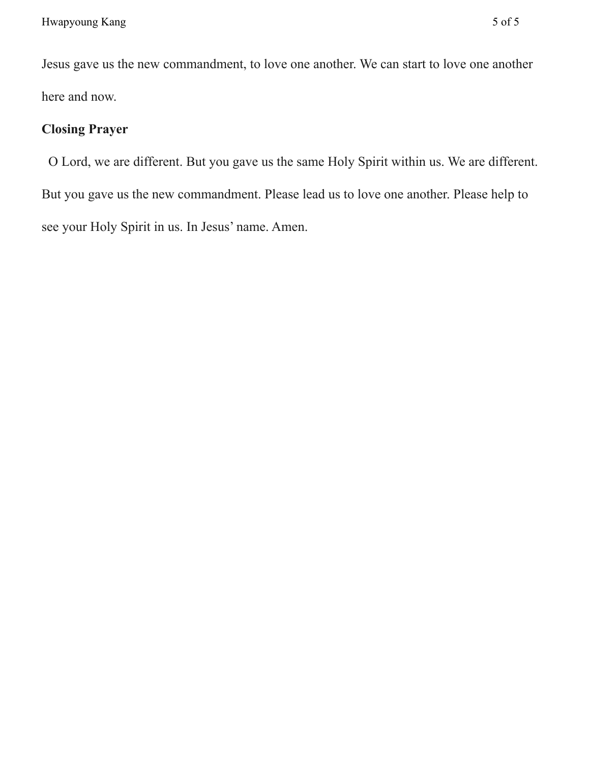Jesus gave us the new commandment, to love one another. We can start to love one another here and now.

**Closing Prayer**

O Lord, we are different. But you gave us the same Holy Spirit within us. We are different. But you gave us the new commandment. Please lead us to love one another. Please help to see your Holy Spirit in us. In Jesus' name. Amen.